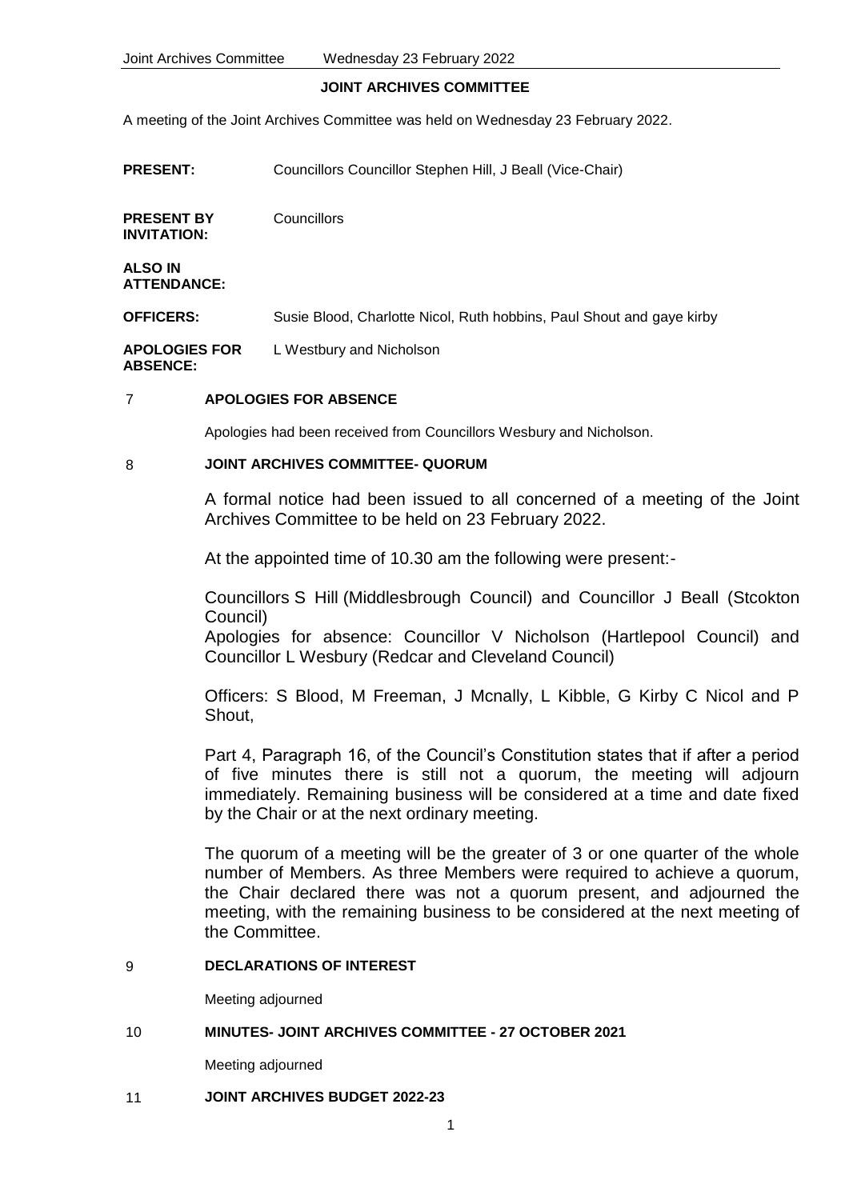# JOINT ARCHIVES COMMITTEE

A meeting of the Joint Archives Committee was held on Wednesday 23 February 2022.

| | |
|---|---|
| **PRESENT:** | Councillors Councillor Stephen Hill, J Beall (Vice-Chair) |
| **PRESENT BY INVITATION:** | Councillors |
| **ALSO IN ATTENDANCE:** | |
| **OFFICERS:** | Susie Blood, Charlotte Nicol, Ruth hobbins, Paul Shout and gaye kirby |
| **APOLOGIES FOR ABSENCE:** | L Westbury and Nicholson |

## 7 APOLOGIES FOR ABSENCE

Apologies had been received from Councillors Wesbury and Nicholson.

## 8 JOINT ARCHIVES COMMITTEE- QUORUM

A formal notice had been issued to all concerned of a meeting of the Joint Archives Committee to be held on 23 February 2022.

At the appointed time of 10.30 am the following were present:-

Councillors S Hill (Middlesbrough Council) and Councillor J Beall (Stcokton Council)
Apologies for absence: Councillor V Nicholson (Hartlepool Council) and Councillor L Wesbury (Redcar and Cleveland Council)

Officers: S Blood, M Freeman, J Mcnally, L Kibble, G Kirby C Nicol and P Shout,

Part 4, Paragraph 16, of the Council's Constitution states that if after a period of five minutes there is still not a quorum, the meeting will adjourn immediately. Remaining business will be considered at a time and date fixed by the Chair or at the next ordinary meeting.

The quorum of a meeting will be the greater of 3 or one quarter of the whole number of Members. As three Members were required to achieve a quorum, the Chair declared there was not a quorum present, and adjourned the meeting, with the remaining business to be considered at the next meeting of the Committee.

## 9 DECLARATIONS OF INTEREST

Meeting adjourned

## 10 MINUTES- JOINT ARCHIVES COMMITTEE - 27 OCTOBER 2021

Meeting adjourned

## 11 JOINT ARCHIVES BUDGET 2022-23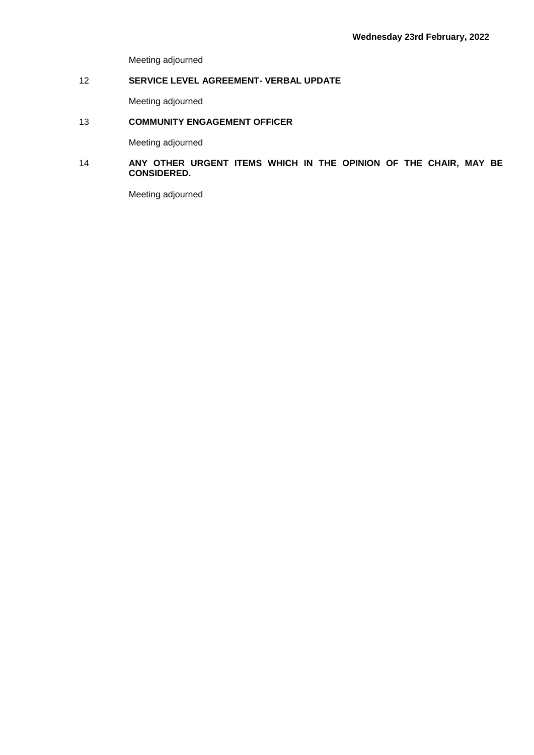Meeting adjourned

12 **SERVICE LEVEL AGREEMENT- VERBAL UPDATE**

Meeting adjourned

13 **COMMUNITY ENGAGEMENT OFFICER**

Meeting adjourned

14 **ANY OTHER URGENT ITEMS WHICH IN THE OPINION OF THE CHAIR, MAY BE CONSIDERED.**

Meeting adjourned